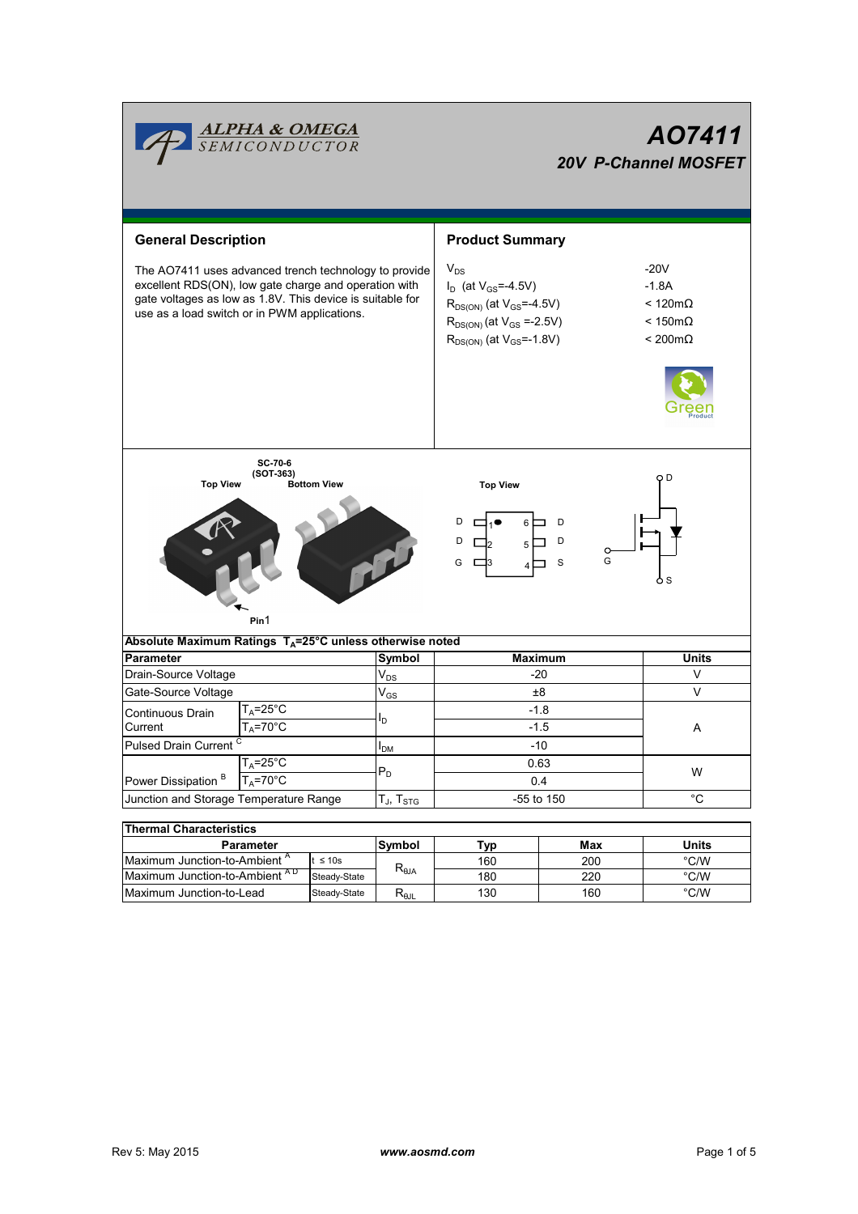# AO7411

## 20V P-Channel MOSFET

### General Description

The AO7411 uses advanced trench technology to provide excellent RDS(ON), low gate charge and operation with gate voltages as low as 1.8V. This device is suitable for use as a load switch or in PWM applications.

### Product Summary

| | |
|---|---|
| $V_{DS}$ | -20V |
| $I_D$ (at $V_{GS}$=-4.5V) | -1.8A |
| $R_{DS(ON)}$ (at $V_{GS}$=-4.5V) | < 120mΩ |
| $R_{DS(ON)}$ (at $V_{GS}$ =-2.5V) | < 150mΩ |
| $R_{DS(ON)}$ (at $V_{GS}$=-1.8V) | < 200mΩ |

SC-70-6 (SOT-363)

Top View    Bottom View    Top View

Pin1

D 1 6 D
D 2 5 D
G 3 4 S

D, G, S

### Absolute Maximum Ratings $T_A$=25°C unless otherwise noted

| Parameter | | Symbol | Maximum | Units |
|---|---|---|---|---|
| Drain-Source Voltage | | $V_{DS}$ | -20 | V |
| Gate-Source Voltage | | $V_{GS}$ | ±8 | V |
| Continuous Drain Current | $T_A$=25°C | $I_D$ | -1.8 | A |
| | $T_A$=70°C | | -1.5 | |
| Pulsed Drain Current [C] | | $I_{DM}$ | -10 | |
| Power Dissipation [B] | $T_A$=25°C | $P_D$ | 0.63 | W |
| | $T_A$=70°C | | 0.4 | |
| Junction and Storage Temperature Range | | $T_J$, $T_{STG}$ | -55 to 150 | °C |

### Thermal Characteristics

| Parameter | | Symbol | Typ | Max | Units |
|---|---|---|---|---|---|
| Maximum Junction-to-Ambient [A] | t ≤ 10s | $R_{\theta JA}$ | 160 | 200 | °C/W |
| Maximum Junction-to-Ambient [A D] | Steady-State | | 180 | 220 | °C/W |
| Maximum Junction-to-Lead | Steady-State | $R_{\theta JL}$ | 130 | 160 | °C/W |

Rev 5: May 2015    www.aosmd.com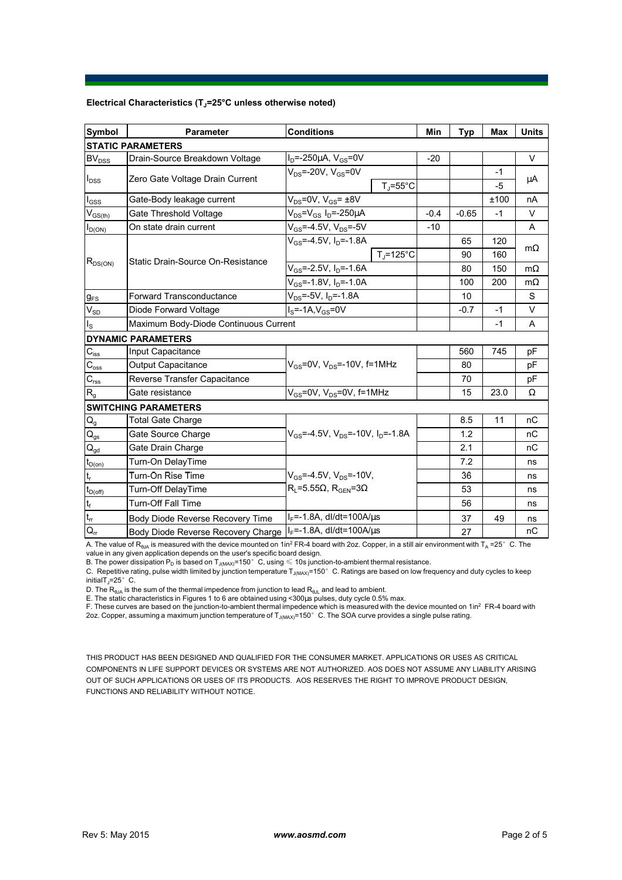**Electrical Characteristics ($T_J$=25°C unless otherwise noted)**

| Symbol | Parameter | Conditions | | Min | Typ | Max | Units |
|---|---|---|---|---|---|---|---|
| **STATIC PARAMETERS** | | | | | | | |
| $BV_{DSS}$ | Drain-Source Breakdown Voltage | $I_D$=-250µA, $V_{GS}$=0V | | -20 | | | V |
| $I_{DSS}$ | Zero Gate Voltage Drain Current | $V_{DS}$=-20V, $V_{GS}$=0V | | | | -1 | µA |
| | | | $T_J$=55°C | | | -5 | |
| $I_{GSS}$ | Gate-Body leakage current | $V_{DS}$=0V, $V_{GS}$= ±8V | | | | ±100 | nA |
| $V_{GS(th)}$ | Gate Threshold Voltage | $V_{DS}$=$V_{GS}$ $I_D$=-250µA | | -0.4 | -0.65 | -1 | V |
| $I_{D(ON)}$ | On state drain current | $V_{GS}$=-4.5V, $V_{DS}$=-5V | | -10 | | | A |
| $R_{DS(ON)}$ | Static Drain-Source On-Resistance | $V_{GS}$=-4.5V, $I_D$=-1.8A | | | 65 | 120 | mΩ |
| | | | $T_J$=125°C | | 90 | 160 | |
| | | $V_{GS}$=-2.5V, $I_D$=-1.6A | | | 80 | 150 | mΩ |
| | | $V_{GS}$=-1.8V, $I_D$=-1.0A | | | 100 | 200 | mΩ |
| $g_{FS}$ | Forward Transconductance | $V_{DS}$=-5V, $I_D$=-1.8A | | | 10 | | S |
| $V_{SD}$ | Diode Forward Voltage | $I_S$=-1A,$V_{GS}$=0V | | | -0.7 | -1 | V |
| $I_S$ | Maximum Body-Diode Continuous Current | | | | | -1 | A |
| **DYNAMIC PARAMETERS** | | | | | | | |
| $C_{iss}$ | Input Capacitance | $V_{GS}$=0V, $V_{DS}$=-10V, f=1MHz | | | 560 | 745 | pF |
| $C_{oss}$ | Output Capacitance | | | | 80 | | pF |
| $C_{rss}$ | Reverse Transfer Capacitance | | | | 70 | | pF |
| $R_g$ | Gate resistance | $V_{GS}$=0V, $V_{DS}$=0V, f=1MHz | | | 15 | 23.0 | Ω |
| **SWITCHING PARAMETERS** | | | | | | | |
| $Q_g$ | Total Gate Charge | $V_{GS}$=-4.5V, $V_{DS}$=-10V, $I_D$=-1.8A | | | 8.5 | 11 | nC |
| $Q_{gs}$ | Gate Source Charge | | | | 1.2 | | nC |
| $Q_{gd}$ | Gate Drain Charge | | | | 2.1 | | nC |
| $t_{D(on)}$ | Turn-On DelayTime | $V_{GS}$=-4.5V, $V_{DS}$=-10V, $R_L$=5.55Ω, $R_{GEN}$=3Ω | | | 7.2 | | ns |
| $t_r$ | Turn-On Rise Time | | | | 36 | | ns |
| $t_{D(off)}$ | Turn-Off DelayTime | | | | 53 | | ns |
| $t_f$ | Turn-Off Fall Time | | | | 56 | | ns |
| $t_{rr}$ | Body Diode Reverse Recovery Time | $I_F$=-1.8A, dI/dt=100A/µs | | | 37 | 49 | ns |
| $Q_{rr}$ | Body Diode Reverse Recovery Charge | $I_F$=-1.8A, dI/dt=100A/µs | | | 27 | | nC |

A. The value of $R_{\theta JA}$ is measured with the device mounted on 1in$^2$ FR-4 board with 2oz. Copper, in a still air environment with $T_A$ =25°C. The value in any given application depends on the user's specific board design.

B. The power dissipation $P_D$ is based on $T_{J(MAX)}$=150°C, using ≤ 10s junction-to-ambient thermal resistance.

C. Repetitive rating, pulse width limited by junction temperature $T_{J(MAX)}$=150°C. Ratings are based on low frequency and duty cycles to keep initial$T_J$=25°C.

D. The $R_{\theta JA}$ is the sum of the thermal impedence from junction to lead $R_{\theta JL}$ and lead to ambient.

E. The static characteristics in Figures 1 to 6 are obtained using <300µs pulses, duty cycle 0.5% max.

F. These curves are based on the junction-to-ambient thermal impedence which is measured with the device mounted on 1in$^2$ FR-4 board with 2oz. Copper, assuming a maximum junction temperature of $T_{J(MAX)}$=150°C. The SOA curve provides a single pulse rating.

THIS PRODUCT HAS BEEN DESIGNED AND QUALIFIED FOR THE CONSUMER MARKET. APPLICATIONS OR USES AS CRITICAL COMPONENTS IN LIFE SUPPORT DEVICES OR SYSTEMS ARE NOT AUTHORIZED. AOS DOES NOT ASSUME ANY LIABILITY ARISING OUT OF SUCH APPLICATIONS OR USES OF ITS PRODUCTS. AOS RESERVES THE RIGHT TO IMPROVE PRODUCT DESIGN, FUNCTIONS AND RELIABILITY WITHOUT NOTICE.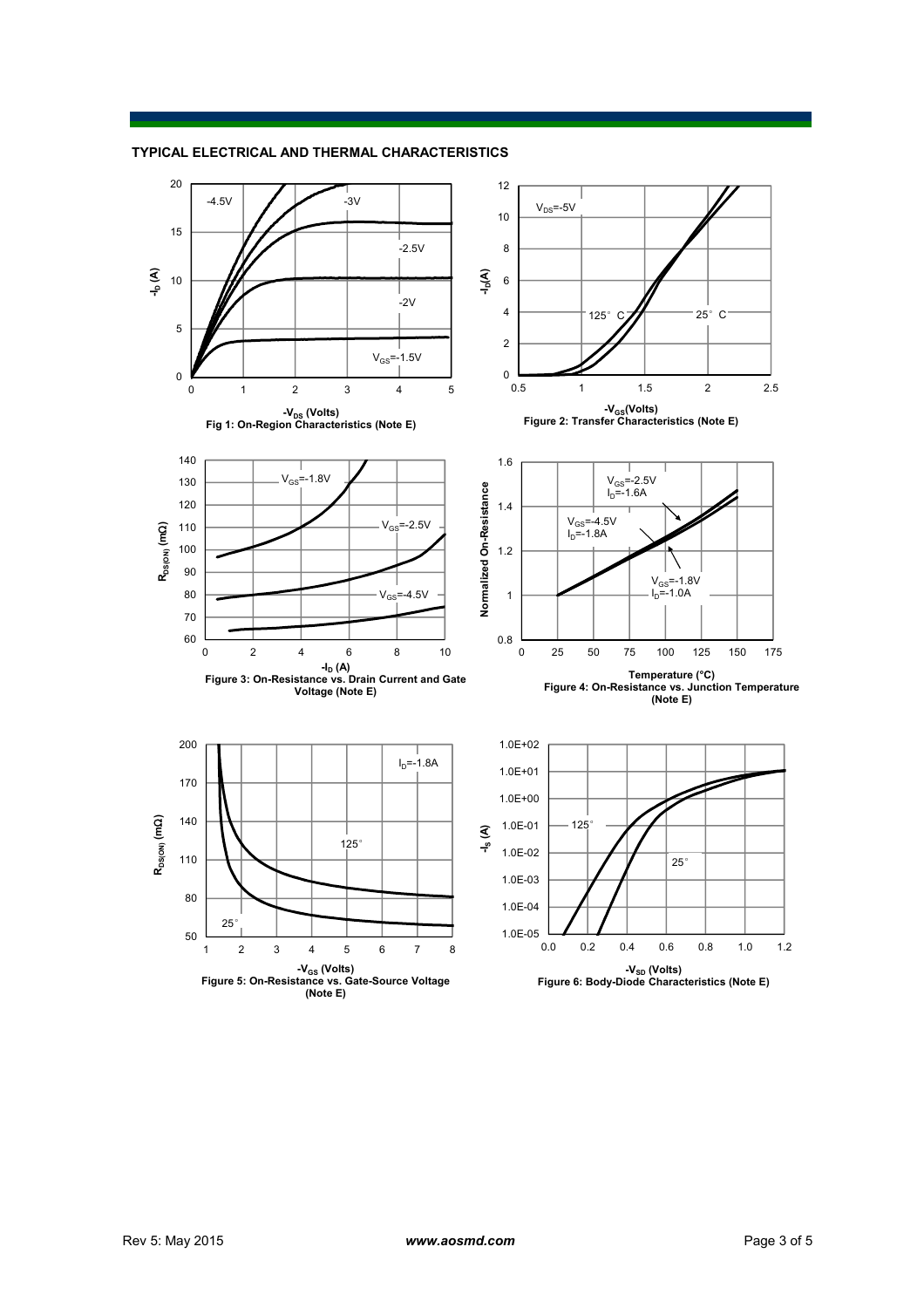## TYPICAL ELECTRICAL AND THERMAL CHARACTERISTICS

Fig 1: On-Region Characteristics (Note E)

Figure 2: Transfer Characteristics (Note E)

Figure 3: On-Resistance vs. Drain Current and Gate Voltage (Note E)

Figure 4: On-Resistance vs. Junction Temperature (Note E)

Figure 5: On-Resistance vs. Gate-Source Voltage (Note E)

Figure 6: Body-Diode Characteristics (Note E)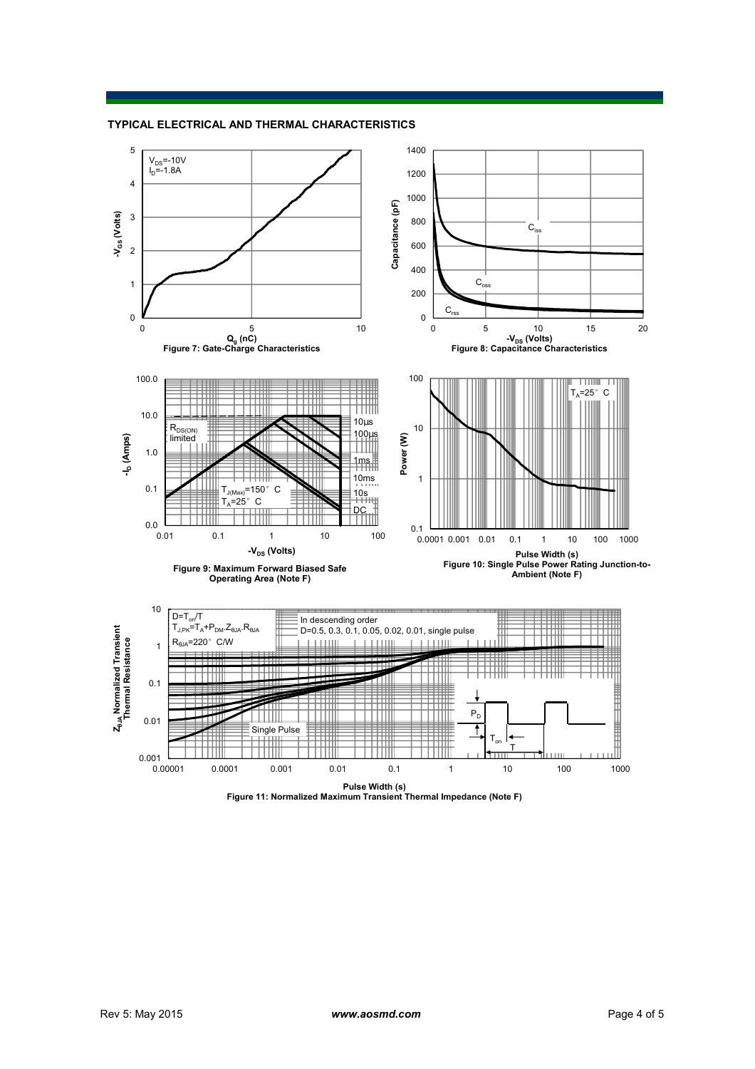## TYPICAL ELECTRICAL AND THERMAL CHARACTERISTICS

$V_{DS}$=-10V
$I_D$=-1.8A

$-V_{GS}$ (Volts)

$Q_g$ (nC)

Figure 7: Gate-Charge Characteristics

Capacitance (pF)

$C_{iss}$

$C_{oss}$

$C_{rss}$

$-V_{DS}$ (Volts)

Figure 8: Capacitance Characteristics

$-I_D$ (Amps)

$R_{DS(ON)}$ limited

10µs

100µs

1ms

10ms

10s

DC

$T_{J(Max)}$=150° C
$T_A$=25° C

$-V_{DS}$ (Volts)

Figure 9: Maximum Forward Biased Safe Operating Area (Note F)

Power (W)

$T_A$=25° C

Pulse Width (s)

Figure 10: Single Pulse Power Rating Junction-to-Ambient (Note F)

$Z_{\theta JA}$ Normalized Transient Thermal Resistance

$D=T_{on}/T$
$T_{J,PK}=T_A+P_{DM}.Z_{\theta JA}.R_{\theta JA}$
$R_{\theta JA}$=220° C/W

In descending order
D=0.5, 0.3, 0.1, 0.05, 0.02, 0.01, single pulse

Single Pulse

$P_D$

$T_{on}$

T

Pulse Width (s)

Figure 11: Normalized Maximum Transient Thermal Impedance (Note F)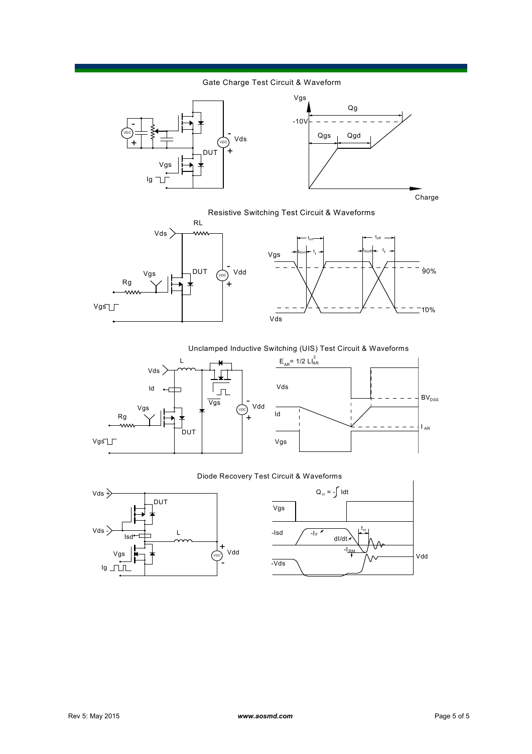## Gate Charge Test Circuit & Waveform

VDC
-
+
Vgs
Ig
DUT
VDC
-
Vds
+

Vgs
Qg
-10V
Qgs
Qgd
Charge

## Resistive Switching Test Circuit & Waveforms

RL
Vds
Vgs
Rg
DUT
VDC
-
Vdd
+
Vgs

$t_{on}$
$t_{d(on)}$
$t_r$
$t_{off}$
$t_{d(off)}$
$t_f$
Vgs
90%
10%
Vds

## Unclamped Inductive Switching (UIS) Test Circuit & Waveforms

L
Vds
Id
Vgs
Rg
DUT
Vgs
Vgs
VDC
-
Vdd
+

$E_{AR} = 1/2\ LI_{AR}^2$
Vds
$BV_{DSS}$
Id
$I_{AR}$
Vgs

## Diode Recovery Test Circuit & Waveforms

Vds +
DUT
Vds -
Isd
L
Vgs
Ig
VDC
+
Vdd
-

$Q_{rr} = -\int Idt$
Vgs
-Isd
$-I_F$
dI/dt
$t_{rr}$
$-I_{RM}$
-Vds
Vdd